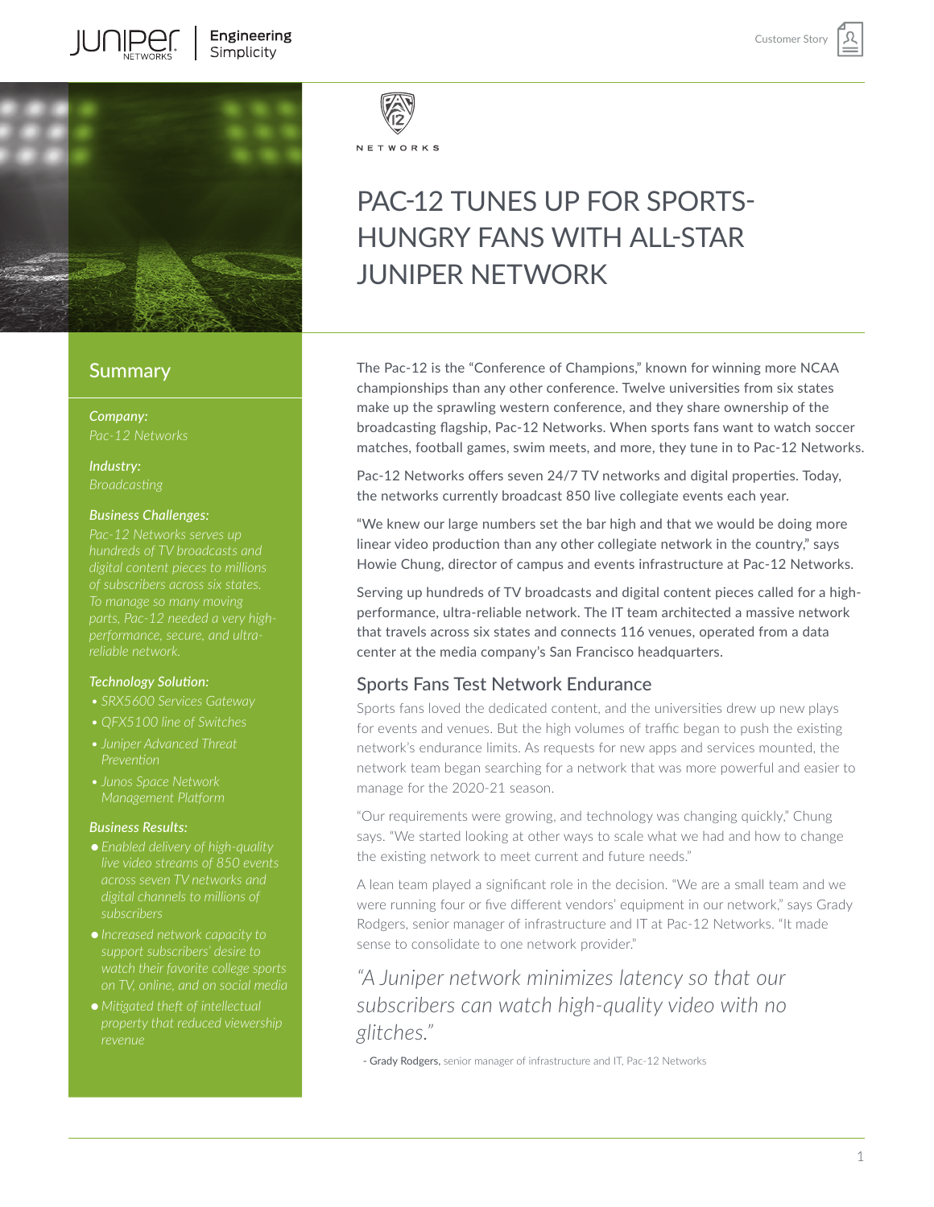# PAC-12 TUNES UP FOR SPORTS-HUNGRY FANS WITH ALL-STAR JUNIPER NETWORK

## Summary

***Company:***
*Pac-12 Networks*

***Industry:***
*Broadcasting*

***Business Challenges:***
*Pac-12 Networks serves up hundreds of TV broadcasts and digital content pieces to millions of subscribers across six states. To manage so many moving parts, Pac-12 needed a very high-performance, secure, and ultra-reliable network.*

***Technology Solution:***
- *SRX5600 Services Gateway*
- *QFX5100 line of Switches*
- *Juniper Advanced Threat Prevention*
- *Junos Space Network Management Platform*

***Business Results:***
- *Enabled delivery of high-quality live video streams of 850 events across seven TV networks and digital channels to millions of subscribers*
- *Increased network capacity to support subscribers' desire to watch their favorite college sports on TV, online, and on social media*
- *Mitigated theft of intellectual property that reduced viewership revenue*

The Pac-12 is the "Conference of Champions," known for winning more NCAA championships than any other conference. Twelve universities from six states make up the sprawling western conference, and they share ownership of the broadcasting flagship, Pac-12 Networks. When sports fans want to watch soccer matches, football games, swim meets, and more, they tune in to Pac-12 Networks.

Pac-12 Networks offers seven 24/7 TV networks and digital properties. Today, the networks currently broadcast 850 live collegiate events each year.

"We knew our large numbers set the bar high and that we would be doing more linear video production than any other collegiate network in the country," says Howie Chung, director of campus and events infrastructure at Pac-12 Networks.

Serving up hundreds of TV broadcasts and digital content pieces called for a high-performance, ultra-reliable network. The IT team architected a massive network that travels across six states and connects 116 venues, operated from a data center at the media company's San Francisco headquarters.

## Sports Fans Test Network Endurance

Sports fans loved the dedicated content, and the universities drew up new plays for events and venues. But the high volumes of traffic began to push the existing network's endurance limits. As requests for new apps and services mounted, the network team began searching for a network that was more powerful and easier to manage for the 2020-21 season.

"Our requirements were growing, and technology was changing quickly," Chung says. "We started looking at other ways to scale what we had and how to change the existing network to meet current and future needs."

A lean team played a significant role in the decision. "We are a small team and we were running four or five different vendors' equipment in our network," says Grady Rodgers, senior manager of infrastructure and IT at Pac-12 Networks. "It made sense to consolidate to one network provider."

> *"A Juniper network minimizes latency so that our subscribers can watch high-quality video with no glitches."*
>
> \- Grady Rodgers, senior manager of infrastructure and IT, Pac-12 Networks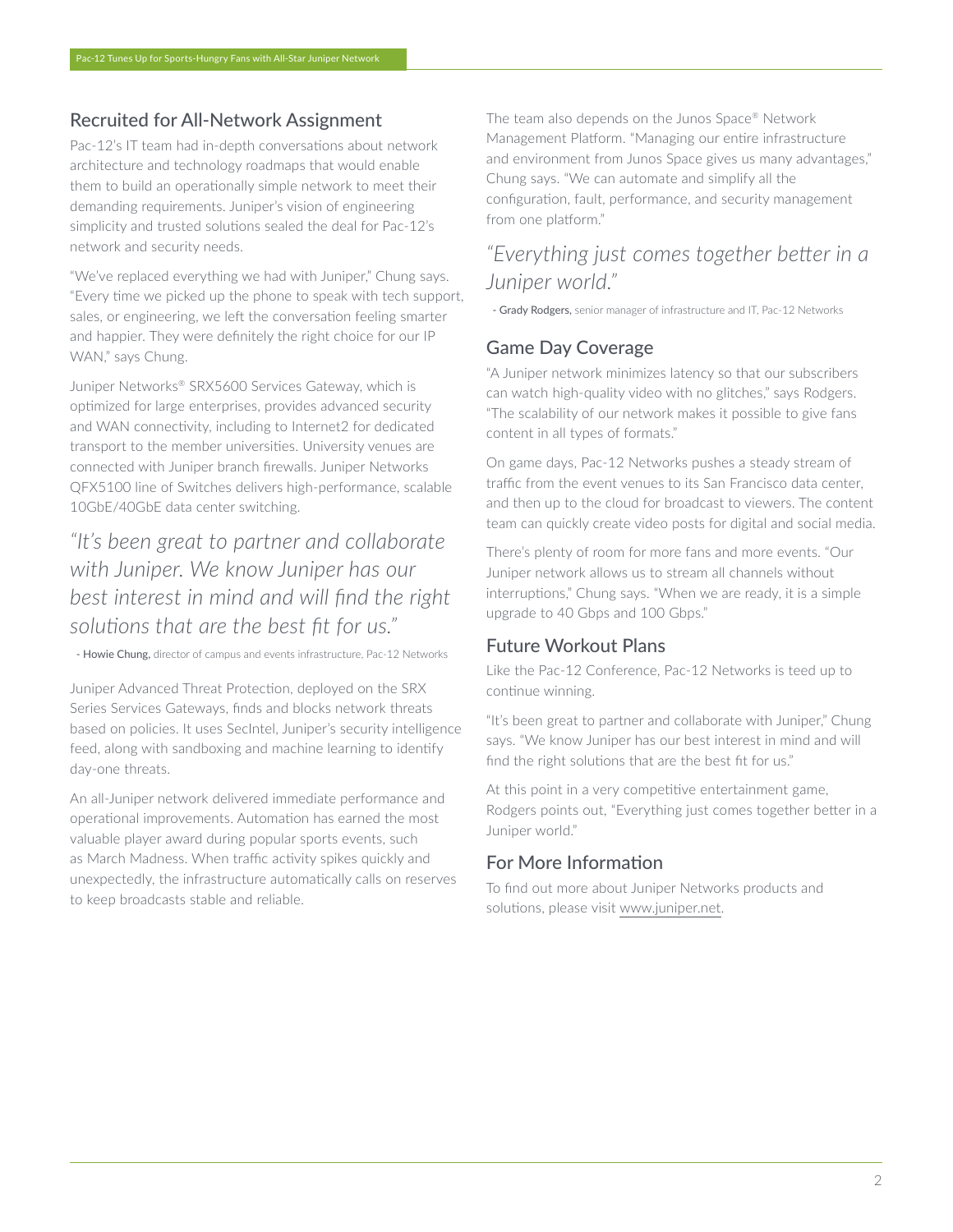## Recruited for All-Network Assignment

Pac-12's IT team had in-depth conversations about network architecture and technology roadmaps that would enable them to build an operationally simple network to meet their demanding requirements. Juniper's vision of engineering simplicity and trusted solutions sealed the deal for Pac-12's network and security needs.

"We've replaced everything we had with Juniper," Chung says. "Every time we picked up the phone to speak with tech support, sales, or engineering, we left the conversation feeling smarter and happier. They were definitely the right choice for our IP WAN," says Chung.

Juniper Networks® SRX5600 Services Gateway, which is optimized for large enterprises, provides advanced security and WAN connectivity, including to Internet2 for dedicated transport to the member universities. University venues are connected with Juniper branch firewalls. Juniper Networks QFX5100 line of Switches delivers high-performance, scalable 10GbE/40GbE data center switching.

*"It's been great to partner and collaborate with Juniper. We know Juniper has our best interest in mind and will find the right solutions that are the best fit for us."*

- **Howie Chung,** director of campus and events infrastructure, Pac-12 Networks

Juniper Advanced Threat Protection, deployed on the SRX Series Services Gateways, finds and blocks network threats based on policies. It uses SecIntel, Juniper's security intelligence feed, along with sandboxing and machine learning to identify day-one threats.

An all-Juniper network delivered immediate performance and operational improvements. Automation has earned the most valuable player award during popular sports events, such as March Madness. When traffic activity spikes quickly and unexpectedly, the infrastructure automatically calls on reserves to keep broadcasts stable and reliable.

The team also depends on the Junos Space® Network Management Platform. "Managing our entire infrastructure and environment from Junos Space gives us many advantages," Chung says. "We can automate and simplify all the configuration, fault, performance, and security management from one platform."

*"Everything just comes together better in a Juniper world."*

- **Grady Rodgers,** senior manager of infrastructure and IT, Pac-12 Networks

## Game Day Coverage

"A Juniper network minimizes latency so that our subscribers can watch high-quality video with no glitches," says Rodgers. "The scalability of our network makes it possible to give fans content in all types of formats."

On game days, Pac-12 Networks pushes a steady stream of traffic from the event venues to its San Francisco data center, and then up to the cloud for broadcast to viewers. The content team can quickly create video posts for digital and social media.

There's plenty of room for more fans and more events. "Our Juniper network allows us to stream all channels without interruptions," Chung says. "When we are ready, it is a simple upgrade to 40 Gbps and 100 Gbps."

## Future Workout Plans

Like the Pac-12 Conference, Pac-12 Networks is teed up to continue winning.

"It's been great to partner and collaborate with Juniper," Chung says. "We know Juniper has our best interest in mind and will find the right solutions that are the best fit for us."

At this point in a very competitive entertainment game, Rodgers points out, "Everything just comes together better in a Juniper world."

## For More Information

To find out more about Juniper Networks products and solutions, please visit www.juniper.net.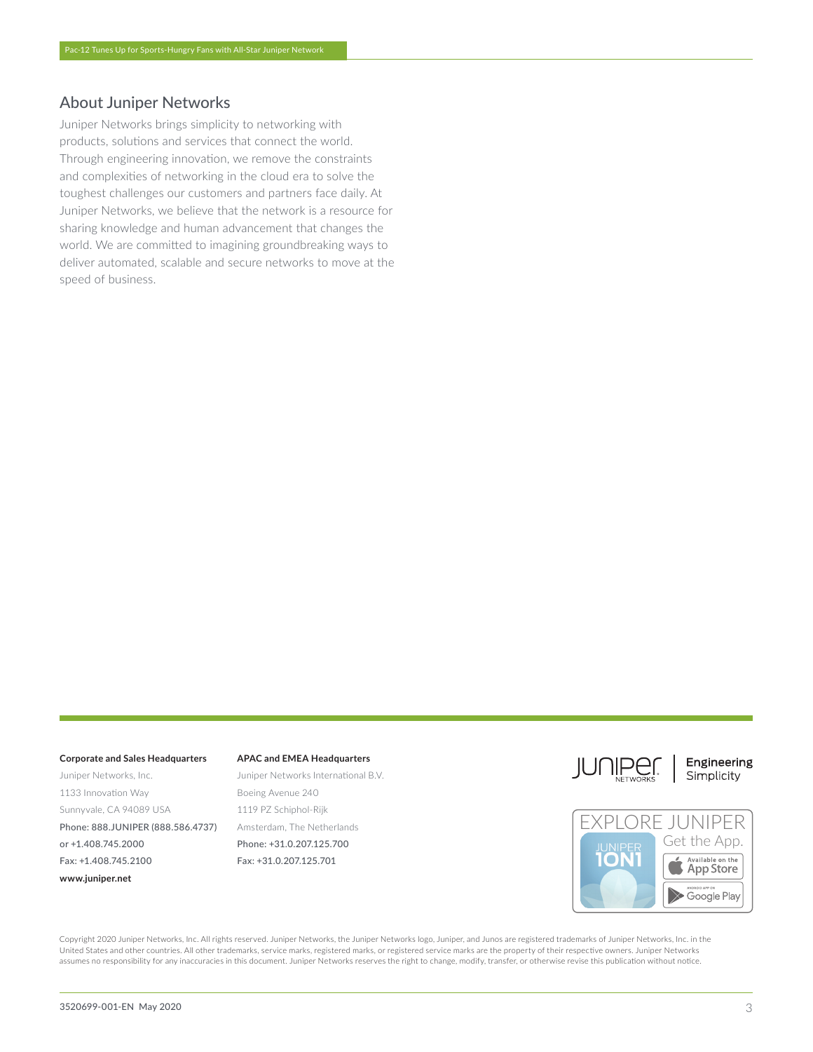## About Juniper Networks

Juniper Networks brings simplicity to networking with products, solutions and services that connect the world. Through engineering innovation, we remove the constraints and complexities of networking in the cloud era to solve the toughest challenges our customers and partners face daily. At Juniper Networks, we believe that the network is a resource for sharing knowledge and human advancement that changes the world. We are committed to imagining groundbreaking ways to deliver automated, scalable and secure networks to move at the speed of business.

**Corporate and Sales Headquarters**

Juniper Networks, Inc.
1133 Innovation Way
Sunnyvale, CA 94089 USA
Phone: 888.JUNIPER (888.586.4737)
or +1.408.745.2000
Fax: +1.408.745.2100
**www.juniper.net**

**APAC and EMEA Headquarters**

Juniper Networks International B.V.
Boeing Avenue 240
1119 PZ Schiphol-Rijk
Amsterdam, The Netherlands
Phone: +31.0.207.125.700
Fax: +31.0.207.125.701

Juniper Networks | Engineering Simplicity

EXPLORE JUNIPER
Get the App.
JUNIPER 1ON1
Available on the App Store
Android App on Google Play

Copyright 2020 Juniper Networks, Inc. All rights reserved. Juniper Networks, the Juniper Networks logo, Juniper, and Junos are registered trademarks of Juniper Networks, Inc. in the United States and other countries. All other trademarks, service marks, registered marks, or registered service marks are the property of their respective owners. Juniper Networks assumes no responsibility for any inaccuracies in this document. Juniper Networks reserves the right to change, modify, transfer, or otherwise revise this publication without notice.

3520699-001-EN May 2020